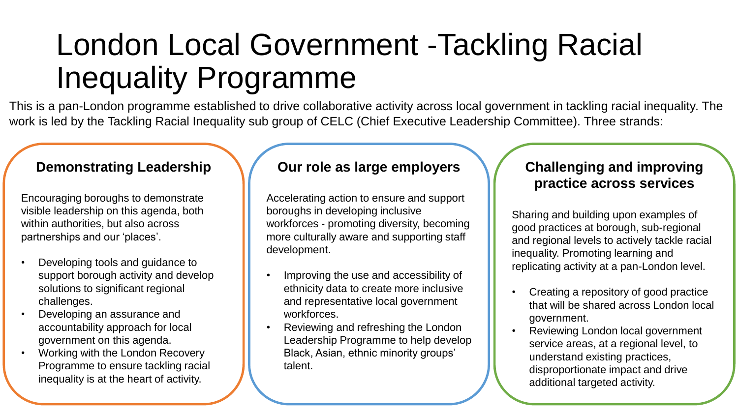# London Local Government -Tackling Racial Inequality Programme

This is a pan-London programme established to drive collaborative activity across local government in tackling racial inequality. The work is led by the Tackling Racial Inequality sub group of CELC (Chief Executive Leadership Committee). Three strands:

## Demonstrating Leadership

Encouraging boroughs to demonstrate visible leadership on this agenda, both within authorities, but also across partnerships and our 'places'.

- Developing tools and guidance to support borough activity and develop solutions to significant regional challenges.
- Developing an assurance and accountability approach for local government on this agenda.
- Working with the London Recovery Programme to ensure tackling racial inequality is at the heart of activity.

## Our role as large employers

Accelerating action to ensure and support boroughs in developing inclusive workforces - promoting diversity, becoming more culturally aware and supporting staff development.

- Improving the use and accessibility of ethnicity data to create more inclusive and representative local government workforces.
- Reviewing and refreshing the London Leadership Programme to help develop Black, Asian, ethnic minority groups' talent.

## Challenging and improving practice across services

Sharing and building upon examples of good practices at borough, sub-regional and regional levels to actively tackle racial inequality. Promoting learning and replicating activity at a pan-London level.

- Creating a repository of good practice that will be shared across London local government.
- Reviewing London local government service areas, at a regional level, to understand existing practices, disproportionate impact and drive additional targeted activity.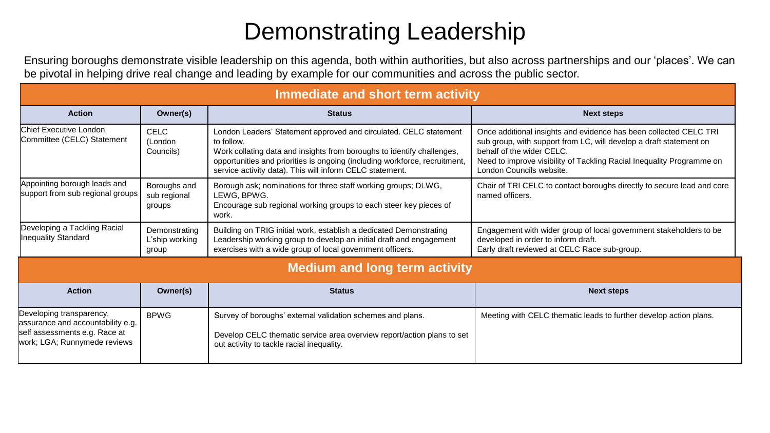# Demonstrating Leadership

Ensuring boroughs demonstrate visible leadership on this agenda, both within authorities, but also across partnerships and our 'places'. We can be pivotal in helping drive real change and leading by example for our communities and across the public sector.

## Immediate and short term activity

| Action | Owner(s) | Status | Next steps |
| --- | --- | --- | --- |
| Chief Executive London Committee (CELC) Statement | CELC (London Councils) | London Leaders' Statement approved and circulated. CELC statement to follow. Work collating data and insights from boroughs to identify challenges, opportunities and priorities is ongoing (including workforce, recruitment, service activity data). This will inform CELC statement. | Once additional insights and evidence has been collected CELC TRI sub group, with support from LC, will develop a draft statement on behalf of the wider CELC. Need to improve visibility of Tackling Racial Inequality Programme on London Councils website. |
| Appointing borough leads and support from sub regional groups | Boroughs and sub regional groups | Borough ask; nominations for three staff working groups; DLWG, LEWG, BPWG. Encourage sub regional working groups to each steer key pieces of work. | Chair of TRI CELC to contact boroughs directly to secure lead and core named officers. |
| Developing a Tackling Racial Inequality Standard | Demonstrating L'ship working group | Building on TRIG initial work, establish a dedicated Demonstrating Leadership working group to develop an initial draft and engagement exercises with a wide group of local government officers. | Engagement with wider group of local government stakeholders to be developed in order to inform draft. Early draft reviewed at CELC Race sub-group. |

## Medium and long term activity

| Action | Owner(s) | Status | Next steps |
| --- | --- | --- | --- |
| Developing transparency, assurance and accountability e.g. self assessments e.g. Race at work; LGA; Runnymede reviews | BPWG | Survey of boroughs' external validation schemes and plans. Develop CELC thematic service area overview report/action plans to set out activity to tackle racial inequality. | Meeting with CELC thematic leads to further develop action plans. |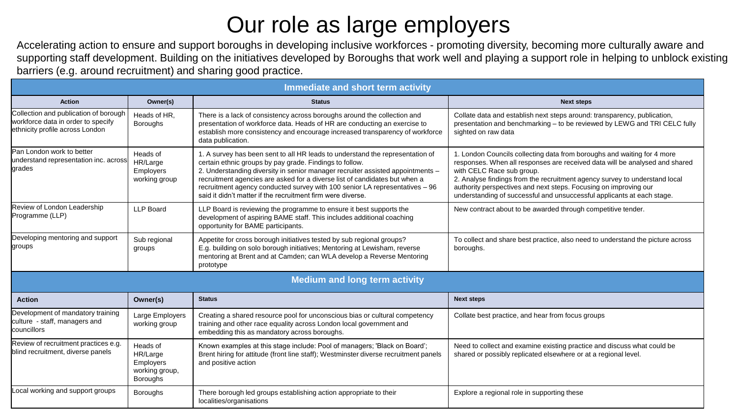# Our role as large employers

Accelerating action to ensure and support boroughs in developing inclusive workforces - promoting diversity, becoming more culturally aware and supporting staff development. Building on the initiatives developed by Boroughs that work well and playing a support role in helping to unblock existing barriers (e.g. around recruitment) and sharing good practice.

| **Immediate and short term activity** | | | |
|---|---|---|---|
| **Action** | **Owner(s)** | **Status** | **Next steps** |
| Collection and publication of borough workforce data in order to specify ethnicity profile across London | Heads of HR, Boroughs | There is a lack of consistency across boroughs around the collection and presentation of workforce data. Heads of HR are conducting an exercise to establish more consistency and encourage increased transparency of workforce data publication. | Collate data and establish next steps around: transparency, publication, presentation and benchmarking – to be reviewed by LEWG and TRI CELC fully sighted on raw data |
| Pan London work to better understand representation inc. across grades | Heads of HR/Large Employers working group | 1. A survey has been sent to all HR leads to understand the representation of certain ethnic groups by pay grade. Findings to follow.<br>2. Understanding diversity in senior manager recruiter assisted appointments – recruitment agencies are asked for a diverse list of candidates but when a recruitment agency conducted survey with 100 senior LA representatives – 96 said it didn't matter if the recruitment firm were diverse. | 1. London Councils collecting data from boroughs and waiting for 4 more responses. When all responses are received data will be analysed and shared with CELC Race sub group.<br>2. Analyse findings from the recruitment agency survey to understand local authority perspectives and next steps. Focusing on improving our understanding of successful and unsuccessful applicants at each stage. |
| Review of London Leadership Programme (LLP) | LLP Board | LLP Board is reviewing the programme to ensure it best supports the development of aspiring BAME staff. This includes additional coaching opportunity for BAME participants. | New contract about to be awarded through competitive tender. |
| Developing mentoring and support groups | Sub regional groups | Appetite for cross borough initiatives tested by sub regional groups?<br>E.g. building on solo borough initiatives; Mentoring at Lewisham, reverse mentoring at Brent and at Camden; can WLA develop a Reverse Mentoring prototype | To collect and share best practice, also need to understand the picture across boroughs. |
| **Medium and long term activity** | | | |
| **Action** | **Owner(s)** | **Status** | **Next steps** |
| Development of mandatory training culture - staff, managers and councillors | Large Employers working group | Creating a shared resource pool for unconscious bias or cultural competency training and other race equality across London local government and embedding this as mandatory across boroughs. | Collate best practice, and hear from focus groups |
| Review of recruitment practices e.g. blind recruitment, diverse panels | Heads of HR/Large Employers working group, Boroughs | Known examples at this stage include: Pool of managers; 'Black on Board'; Brent hiring for attitude (front line staff); Westminster diverse recruitment panels and positive action | Need to collect and examine existing practice and discuss what could be shared or possibly replicated elsewhere or at a regional level. |
| Local working and support groups | Boroughs | There borough led groups establishing action appropriate to their localities/organisations | Explore a regional role in supporting these |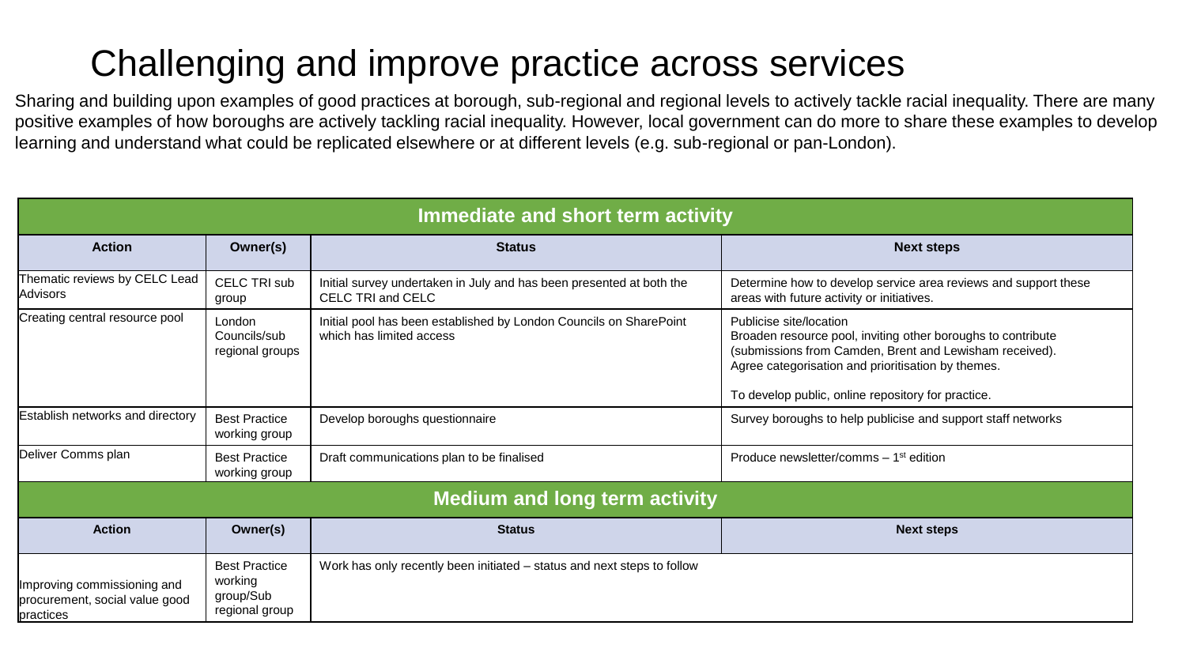# Challenging and improve practice across services

Sharing and building upon examples of good practices at borough, sub-regional and regional levels to actively tackle racial inequality. There are many positive examples of how boroughs are actively tackling racial inequality. However, local government can do more to share these examples to develop learning and understand what could be replicated elsewhere or at different levels (e.g. sub-regional or pan-London).

| Immediate and short term activity | | | |
|---|---|---|---|
| **Action** | **Owner(s)** | **Status** | **Next steps** |
| Thematic reviews by CELC Lead Advisors | CELC TRI sub group | Initial survey undertaken in July and has been presented at both the CELC TRI and CELC | Determine how to develop service area reviews and support these areas with future activity or initiatives. |
| Creating central resource pool | London Councils/sub regional groups | Initial pool has been established by London Councils on SharePoint which has limited access | Publicise site/location<br>Broaden resource pool, inviting other boroughs to contribute (submissions from Camden, Brent and Lewisham received).<br>Agree categorisation and prioritisation by themes.<br><br>To develop public, online repository for practice. |
| Establish networks and directory | Best Practice working group | Develop boroughs questionnaire | Survey boroughs to help publicise and support staff networks |
| Deliver Comms plan | Best Practice working group | Draft communications plan to be finalised | Produce newsletter/comms – 1st edition |
| **Medium and long term activity** | | | |
| **Action** | **Owner(s)** | **Status** | **Next steps** |
| Improving commissioning and procurement, social value good practices | Best Practice working group/Sub regional group | Work has only recently been initiated – status and next steps to follow | |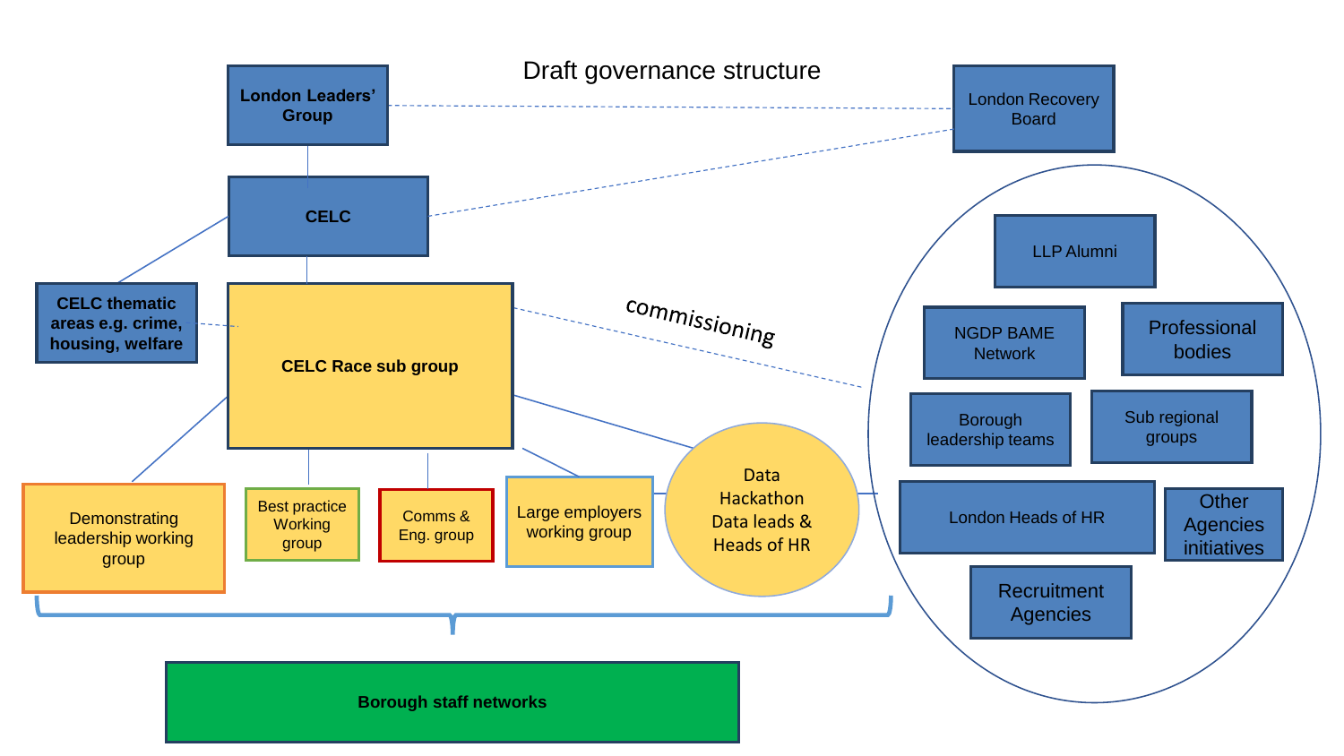# Draft governance structure

- London Leaders' Group
- London Recovery Board
- CELC
- CELC thematic areas e.g. crime, housing, welfare
- CELC Race sub group
- commissioning
- Demonstrating leadership working group
- Best practice Working group
- Comms & Eng. group
- Large employers working group
- Data Hackathon Data leads & Heads of HR
- Borough staff networks
- LLP Alumni
- NGDP BAME Network
- Professional bodies
- Borough leadership teams
- Sub regional groups
- London Heads of HR
- Other Agencies initiatives
- Recruitment Agencies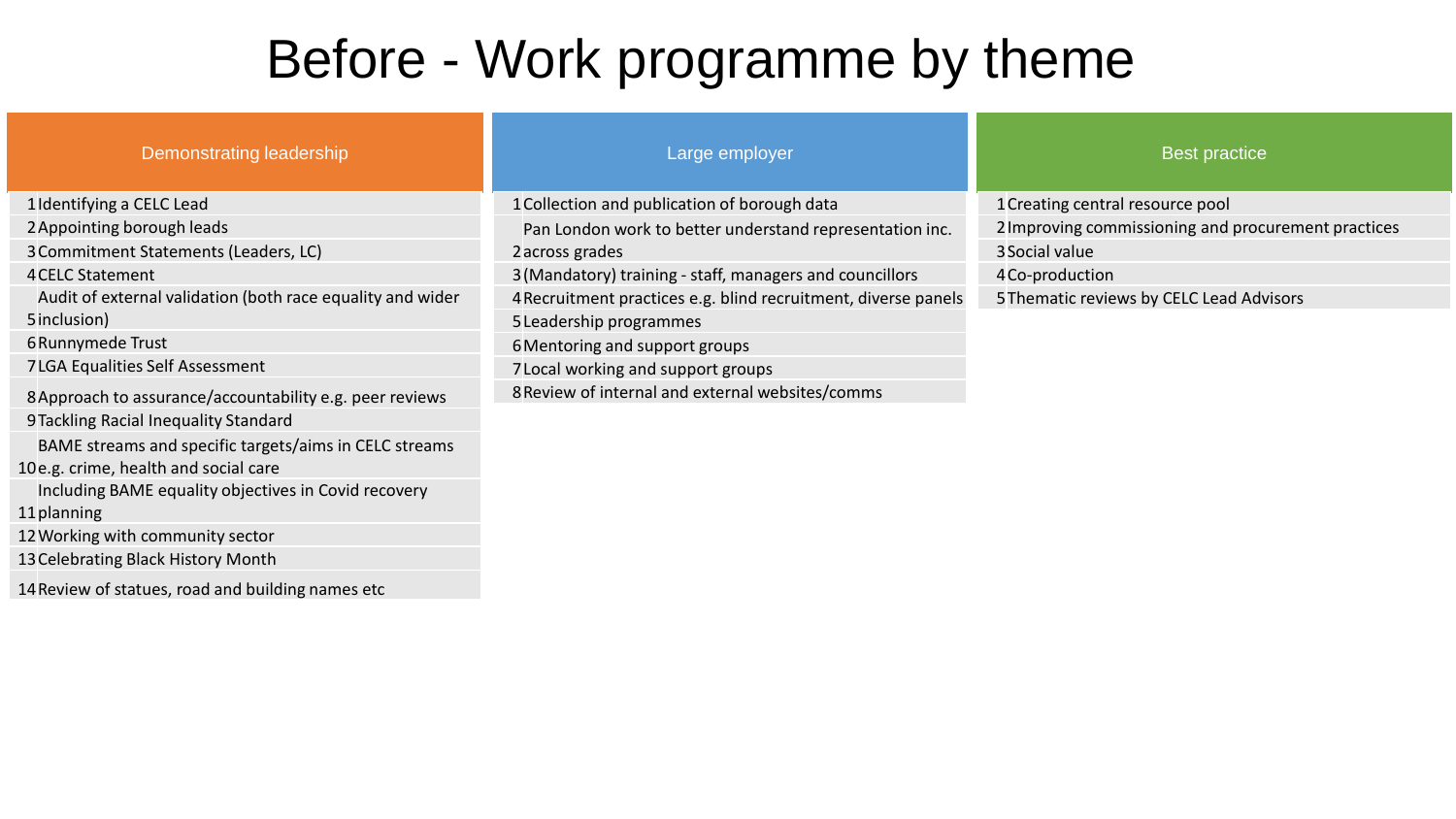# Before - Work programme by theme

## Demonstrating leadership

1. Identifying a CELC Lead
2. Appointing borough leads
3. Commitment Statements (Leaders, LC)
4. CELC Statement
5. Audit of external validation (both race equality and wider inclusion)
6. Runnymede Trust
7. LGA Equalities Self Assessment
8. Approach to assurance/accountability e.g. peer reviews
9. Tackling Racial Inequality Standard
10. BAME streams and specific targets/aims in CELC streams e.g. crime, health and social care
11. Including BAME equality objectives in Covid recovery planning
12. Working with community sector
13. Celebrating Black History Month
14. Review of statues, road and building names etc

## Large employer

1. Collection and publication of borough data
2. Pan London work to better understand representation inc. across grades
3. (Mandatory) training - staff, managers and councillors
4. Recruitment practices e.g. blind recruitment, diverse panels
5. Leadership programmes
6. Mentoring and support groups
7. Local working and support groups
8. Review of internal and external websites/comms

## Best practice

1. Creating central resource pool
2. Improving commissioning and procurement practices
3. Social value
4. Co-production
5. Thematic reviews by CELC Lead Advisors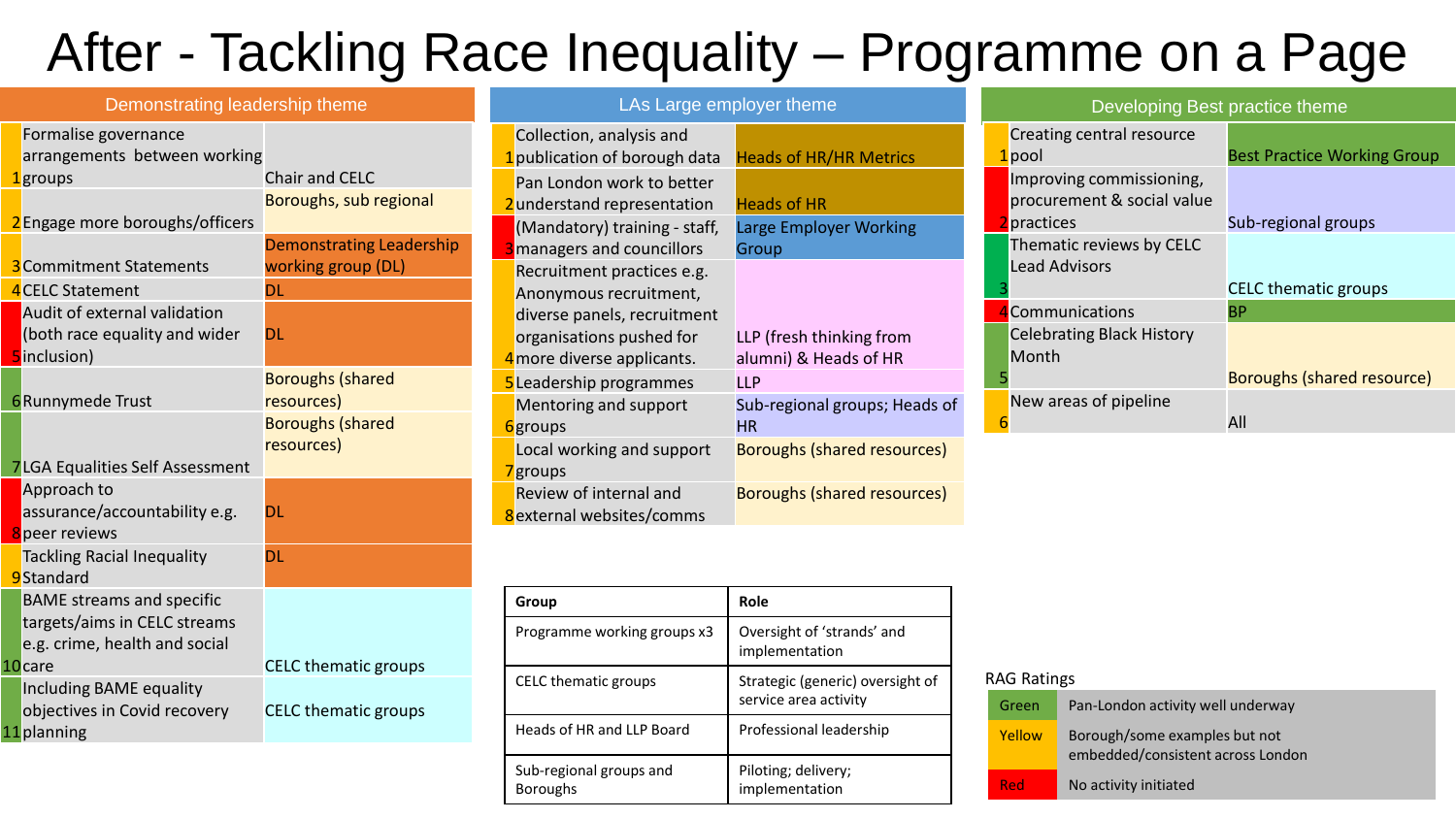# After - Tackling Race Inequality – Programme on a Page

## Demonstrating leadership theme

| # | Activity | Lead |
|---|---|---|
| 1 | Formalise governance arrangements between working groups | Chair and CELC |
| 2 | Engage more boroughs/officers | Boroughs, sub regional |
| 3 | Commitment Statements | Demonstrating Leadership working group (DL) |
| 4 | CELC Statement | DL |
| 5 | Audit of external validation (both race equality and wider inclusion) | DL |
| 6 | Runnymede Trust | Boroughs (shared resources) |
| 7 | LGA Equalities Self Assessment | Boroughs (shared resources) |
| 8 | Approach to assurance/accountability e.g. peer reviews | DL |
| 9 | Tackling Racial Inequality Standard | DL |
| 10 | BAME streams and specific targets/aims in CELC streams e.g. crime, health and social care | CELC thematic groups |
| 11 | Including BAME equality objectives in Covid recovery planning | CELC thematic groups |

## LAs Large employer theme

| # | Activity | Lead |
|---|---|---|
| 1 | Collection, analysis and publication of borough data | Heads of HR/HR Metrics |
| 2 | Pan London work to better understand representation | Heads of HR |
| 3 | (Mandatory) training - staff, managers and councillors | Large Employer Working Group |
| 4 | Recruitment practices e.g. Anonymous recruitment, diverse panels, recruitment organisations pushed for more diverse applicants. | LLP (fresh thinking from alumni) & Heads of HR |
| 5 | Leadership programmes | LLP |
| 6 | Mentoring and support groups | Sub-regional groups; Heads of HR |
| 7 | Local working and support groups | Boroughs (shared resources) |
| 8 | Review of internal and external websites/comms | Boroughs (shared resources) |

## Developing Best practice theme

| # | Activity | Lead |
|---|---|---|
| 1 | Creating central resource pool | Best Practice Working Group |
| 2 | Improving commissioning, procurement & social value practices | Sub-regional groups |
| 3 | Thematic reviews by CELC Lead Advisors | CELC thematic groups |
| 4 | Communications | BP |
| 5 | Celebrating Black History Month | Boroughs (shared resource) |
| 6 | New areas of pipeline | All |

| Group | Role |
|---|---|
| Programme working groups x3 | Oversight of 'strands' and implementation |
| CELC thematic groups | Strategic (generic) oversight of service area activity |
| Heads of HR and LLP Board | Professional leadership |
| Sub-regional groups and Boroughs | Piloting; delivery; implementation |

RAG Ratings

| Rating | Meaning |
|---|---|
| Green | Pan-London activity well underway |
| Yellow | Borough/some examples but not embedded/consistent across London |
| Red | No activity initiated |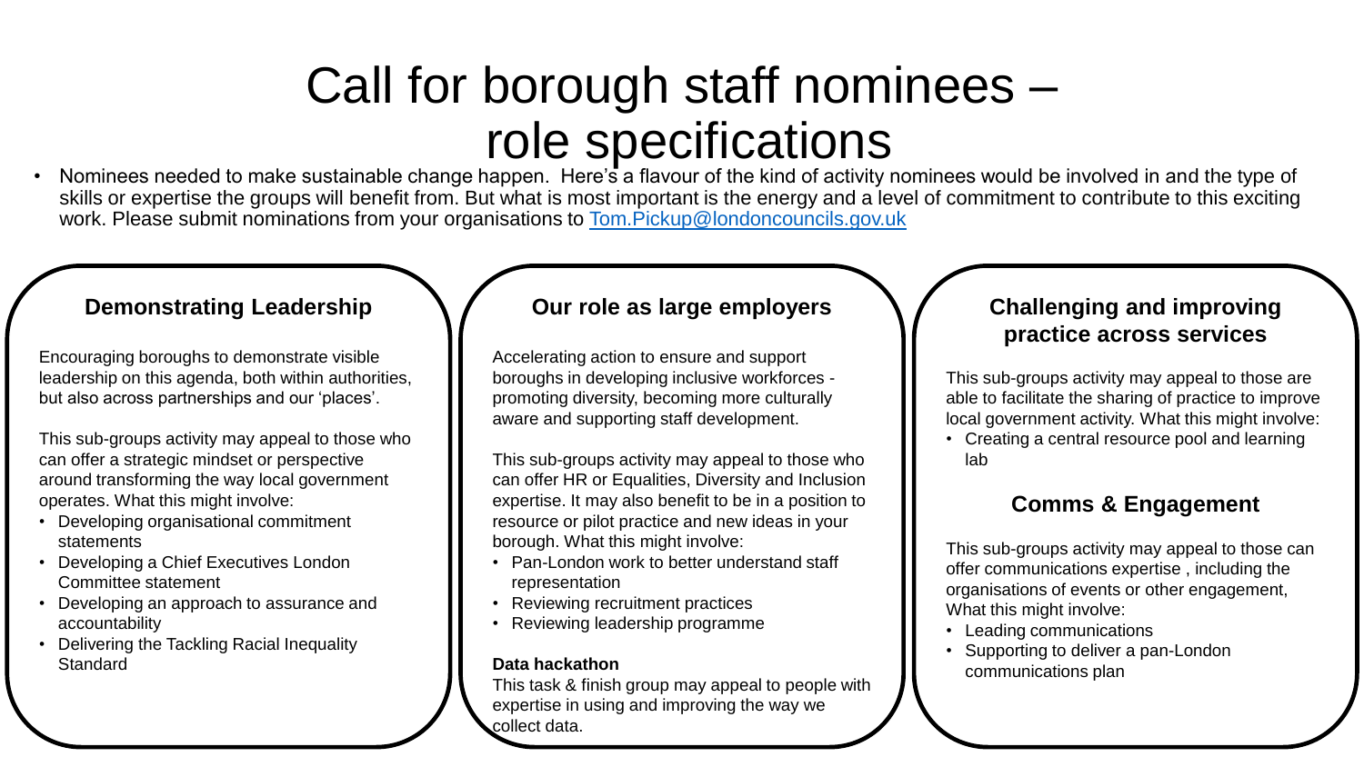# Call for borough staff nominees – role specifications

- Nominees needed to make sustainable change happen. Here's a flavour of the kind of activity nominees would be involved in and the type of skills or expertise the groups will benefit from. But what is most important is the energy and a level of commitment to contribute to this exciting work. Please submit nominations from your organisations to [Tom.Pickup@londoncouncils.gov.uk](mailto:Tom.Pickup@londoncouncils.gov.uk)

## Demonstrating Leadership

Encouraging boroughs to demonstrate visible leadership on this agenda, both within authorities, but also across partnerships and our 'places'.

This sub-groups activity may appeal to those who can offer a strategic mindset or perspective around transforming the way local government operates. What this might involve:

- Developing organisational commitment statements
- Developing a Chief Executives London Committee statement
- Developing an approach to assurance and accountability
- Delivering the Tackling Racial Inequality Standard

## Our role as large employers

Accelerating action to ensure and support boroughs in developing inclusive workforces - promoting diversity, becoming more culturally aware and supporting staff development.

This sub-groups activity may appeal to those who can offer HR or Equalities, Diversity and Inclusion expertise. It may also benefit to be in a position to resource or pilot practice and new ideas in your borough. What this might involve:

- Pan-London work to better understand staff representation
- Reviewing recruitment practices
- Reviewing leadership programme

**Data hackathon**

This task & finish group may appeal to people with expertise in using and improving the way we collect data.

## Challenging and improving practice across services

This sub-groups activity may appeal to those are able to facilitate the sharing of practice to improve local government activity. What this might involve:

- Creating a central resource pool and learning lab

## Comms & Engagement

This sub-groups activity may appeal to those can offer communications expertise , including the organisations of events or other engagement, What this might involve:

- Leading communications
- Supporting to deliver a pan-London communications plan